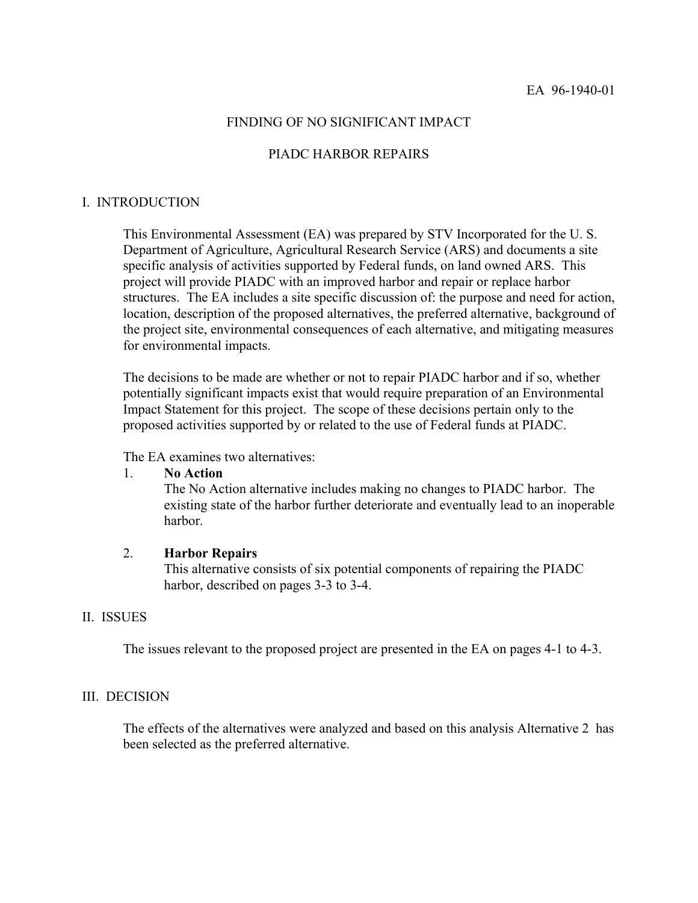EA 96-1940-01

# FINDING OF NO SIGNIFICANT IMPACT

# PIADC HARBOR REPAIRS

## I. INTRODUCTION

This Environmental Assessment (EA) was prepared by STV Incorporated for the U. S. Department of Agriculture, Agricultural Research Service (ARS) and documents a site specific analysis of activities supported by Federal funds, on land owned ARS. This project will provide PIADC with an improved harbor and repair or replace harbor structures. The EA includes a site specific discussion of: the purpose and need for action, location, description of the proposed alternatives, the preferred alternative, background of the project site, environmental consequences of each alternative, and mitigating measures for environmental impacts.

The decisions to be made are whether or not to repair PIADC harbor and if so, whether potentially significant impacts exist that would require preparation of an Environmental Impact Statement for this project. The scope of these decisions pertain only to the proposed activities supported by or related to the use of Federal funds at PIADC.

The EA examines two alternatives:

1. **No Action**
   The No Action alternative includes making no changes to PIADC harbor. The existing state of the harbor further deteriorate and eventually lead to an inoperable harbor.

2. **Harbor Repairs**
   This alternative consists of six potential components of repairing the PIADC harbor, described on pages 3-3 to 3-4.

## II. ISSUES

The issues relevant to the proposed project are presented in the EA on pages 4-1 to 4-3.

## III. DECISION

The effects of the alternatives were analyzed and based on this analysis Alternative 2 has been selected as the preferred alternative.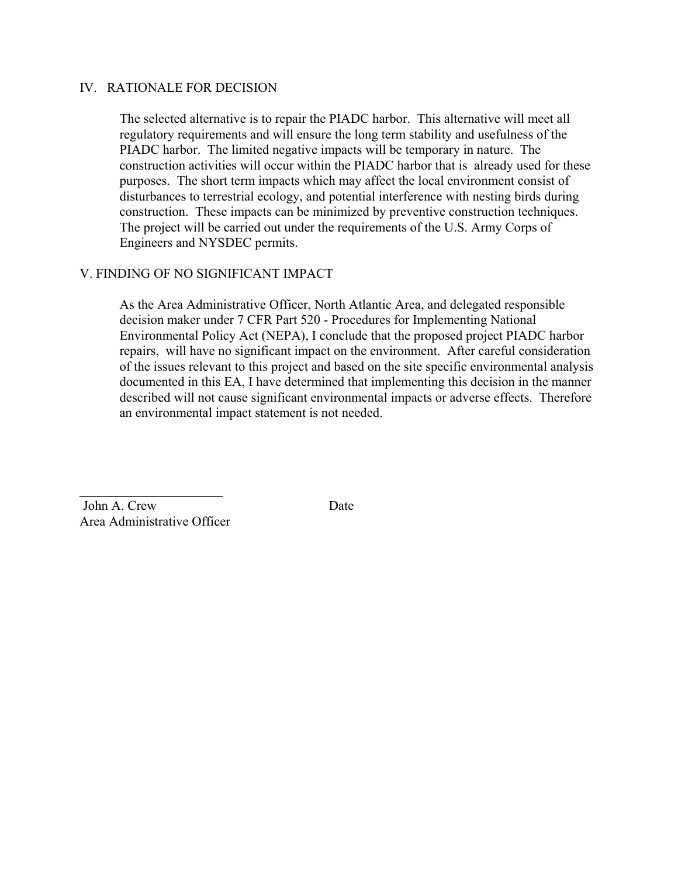## IV. RATIONALE FOR DECISION

The selected alternative is to repair the PIADC harbor. This alternative will meet all regulatory requirements and will ensure the long term stability and usefulness of the PIADC harbor. The limited negative impacts will be temporary in nature. The construction activities will occur within the PIADC harbor that is already used for these purposes. The short term impacts which may affect the local environment consist of disturbances to terrestrial ecology, and potential interference with nesting birds during construction. These impacts can be minimized by preventive construction techniques. The project will be carried out under the requirements of the U.S. Army Corps of Engineers and NYSDEC permits.

## V. FINDING OF NO SIGNIFICANT IMPACT

As the Area Administrative Officer, North Atlantic Area, and delegated responsible decision maker under 7 CFR Part 520 - Procedures for Implementing National Environmental Policy Act (NEPA), I conclude that the proposed project PIADC harbor repairs, will have no significant impact on the environment. After careful consideration of the issues relevant to this project and based on the site specific environmental analysis documented in this EA, I have determined that implementing this decision in the manner described will not cause significant environmental impacts or adverse effects. Therefore an environmental impact statement is not needed.

\_\_\_\_\_\_\_\_\_\_\_\_\_\_\_\_\_\_\_\_\_\_\_\_

John A. Crew  
Area Administrative Officer

Date